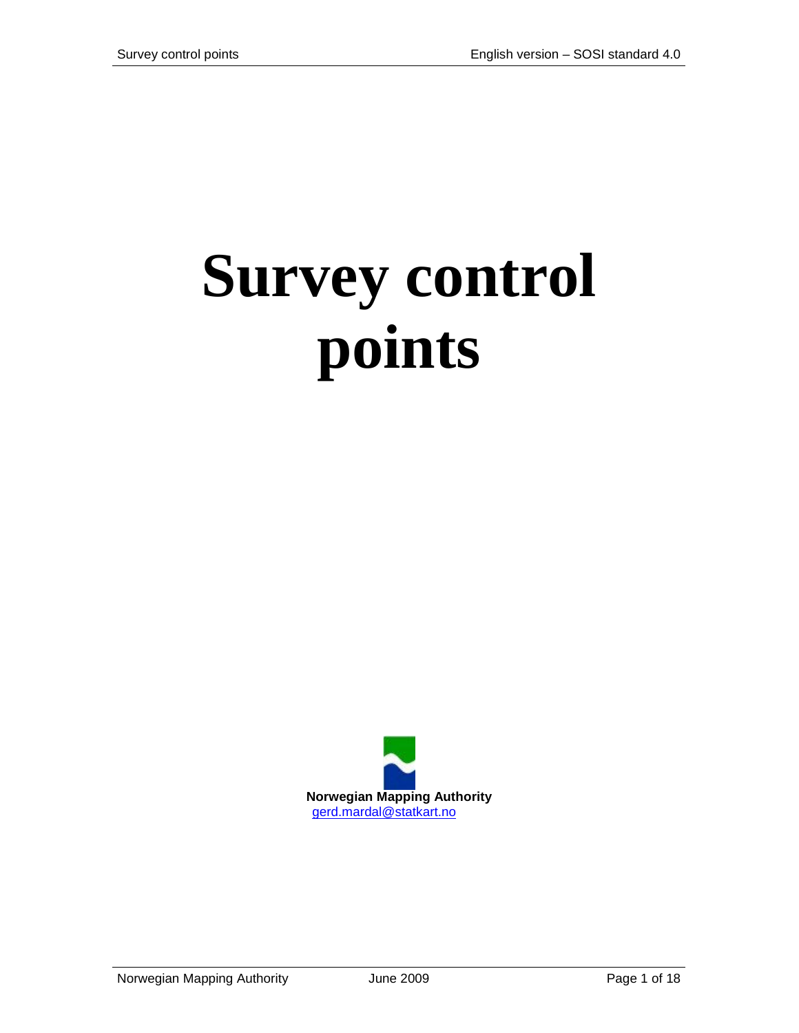# Survey control points

**Norwegian Mapping Authority**
gerd.mardal@statkart.no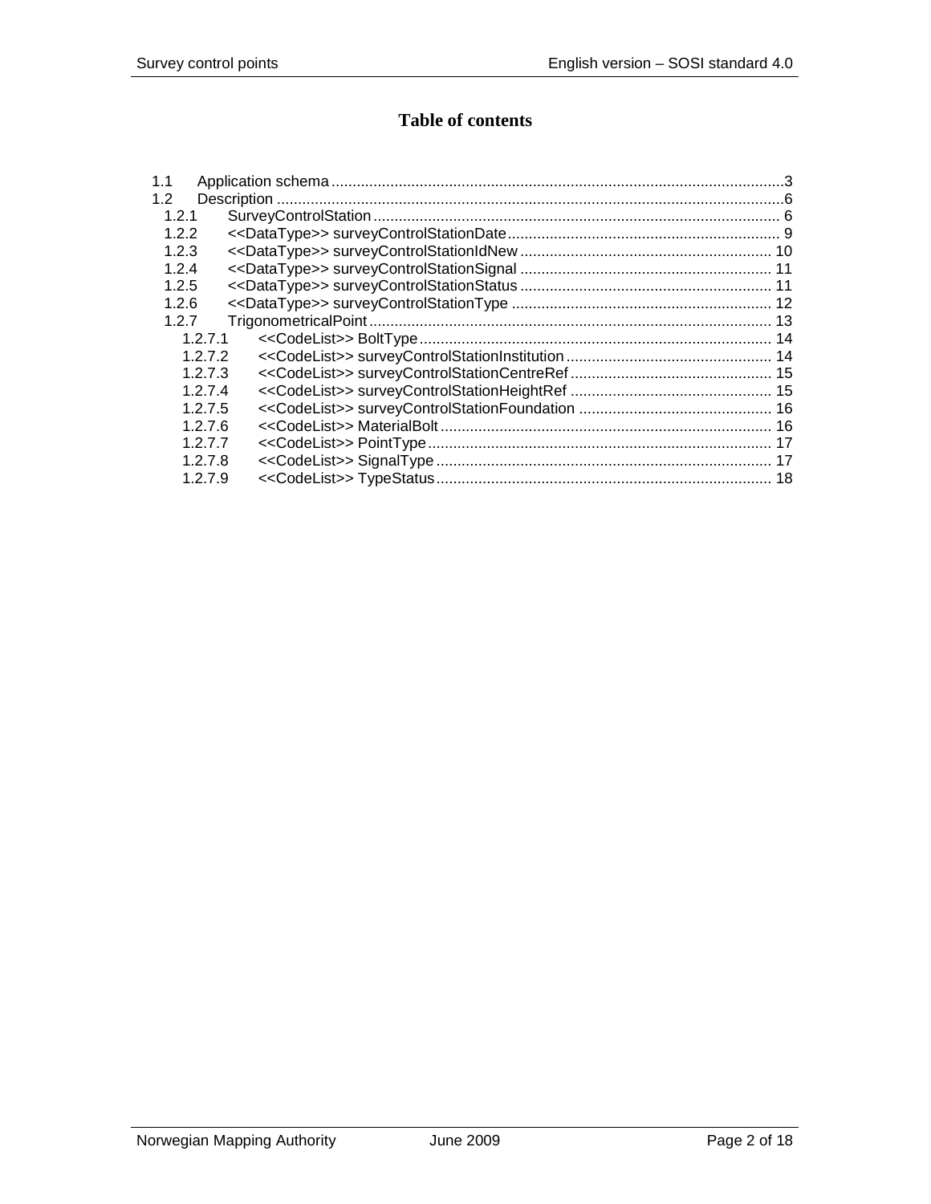# Table of contents

1.1 Application schema ....3
1.2 Description ....6
  1.2.1 SurveyControlStation ....6
  1.2.2 <<DataType>> surveyControlStationDate ....9
  1.2.3 <<DataType>> surveyControlStationIdNew ....10
  1.2.4 <<DataType>> surveyControlStationSignal ....11
  1.2.5 <<DataType>> surveyControlStationStatus ....11
  1.2.6 <<DataType>> surveyControlStationType ....12
  1.2.7 TrigonometricalPoint ....13
    1.2.7.1 <<CodeList>> BoltType ....14
    1.2.7.2 <<CodeList>> surveyControlStationInstitution ....14
    1.2.7.3 <<CodeList>> surveyControlStationCentreRef ....15
    1.2.7.4 <<CodeList>> surveyControlStationHeightRef ....15
    1.2.7.5 <<CodeList>> surveyControlStationFoundation ....16
    1.2.7.6 <<CodeList>> MaterialBolt ....16
    1.2.7.7 <<CodeList>> PointType ....17
    1.2.7.8 <<CodeList>> SignalType ....17
    1.2.7.9 <<CodeList>> TypeStatus ....18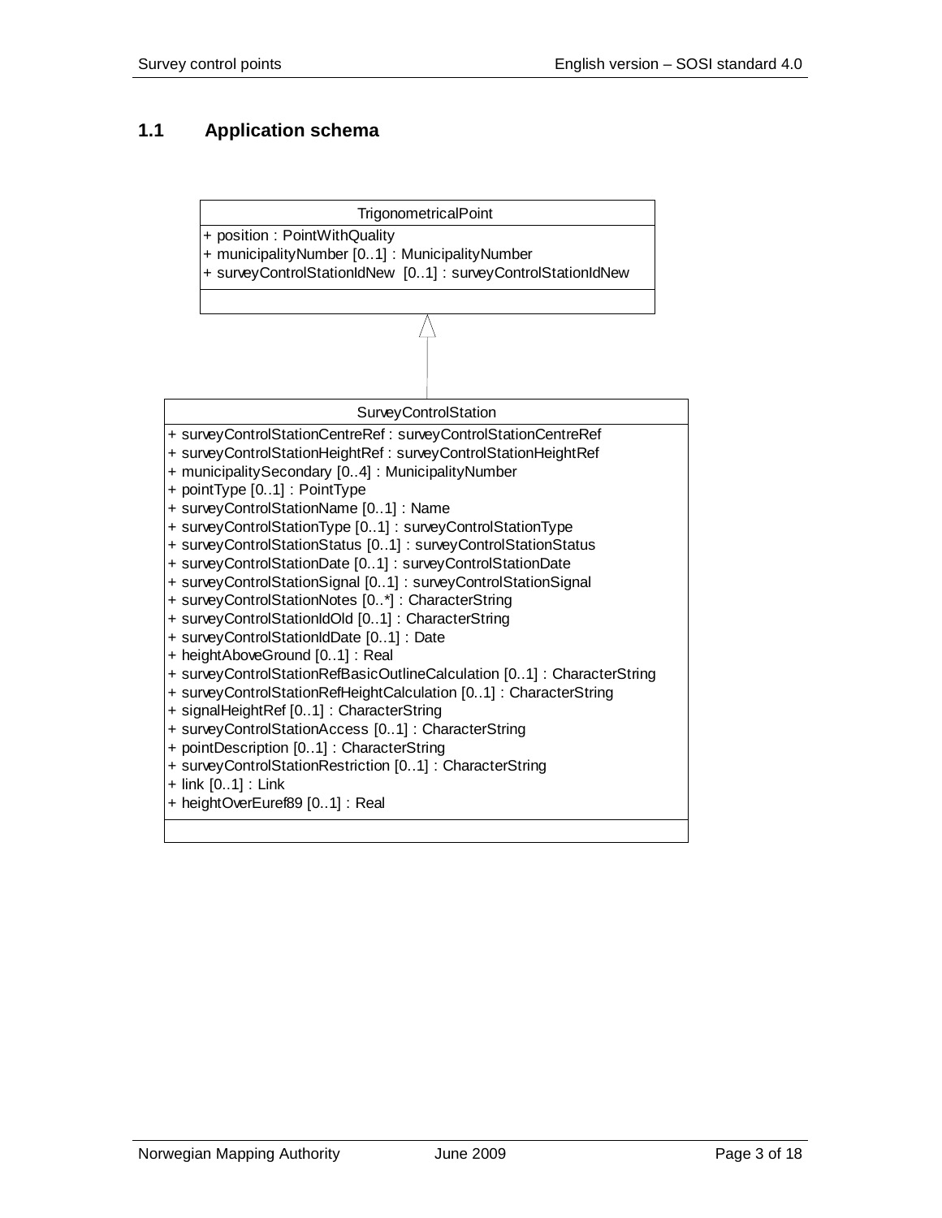## 1.1 Application schema

TrigonometricalPoint

+ position : PointWithQuality
+ municipalityNumber [0..1] : MunicipalityNumber
+ surveyControlStationIdNew [0..1] : surveyControlStationIdNew

SurveyControlStation

+ surveyControlStationCentreRef : surveyControlStationCentreRef
+ surveyControlStationHeightRef : surveyControlStationHeightRef
+ municipalitySecondary [0..4] : MunicipalityNumber
+ pointType [0..1] : PointType
+ surveyControlStationName [0..1] : Name
+ surveyControlStationType [0..1] : surveyControlStationType
+ surveyControlStationStatus [0..1] : surveyControlStationStatus
+ surveyControlStationDate [0..1] : surveyControlStationDate
+ surveyControlStationSignal [0..1] : surveyControlStationSignal
+ surveyControlStationNotes [0..*] : CharacterString
+ surveyControlStationIdOld [0..1] : CharacterString
+ surveyControlStationIdDate [0..1] : Date
+ heightAboveGround [0..1] : Real
+ surveyControlStationRefBasicOutlineCalculation [0..1] : CharacterString
+ surveyControlStationRefHeightCalculation [0..1] : CharacterString
+ signalHeightRef [0..1] : CharacterString
+ surveyControlStationAccess [0..1] : CharacterString
+ pointDescription [0..1] : CharacterString
+ surveyControlStationRestriction [0..1] : CharacterString
+ link [0..1] : Link
+ heightOverEuref89 [0..1] : Real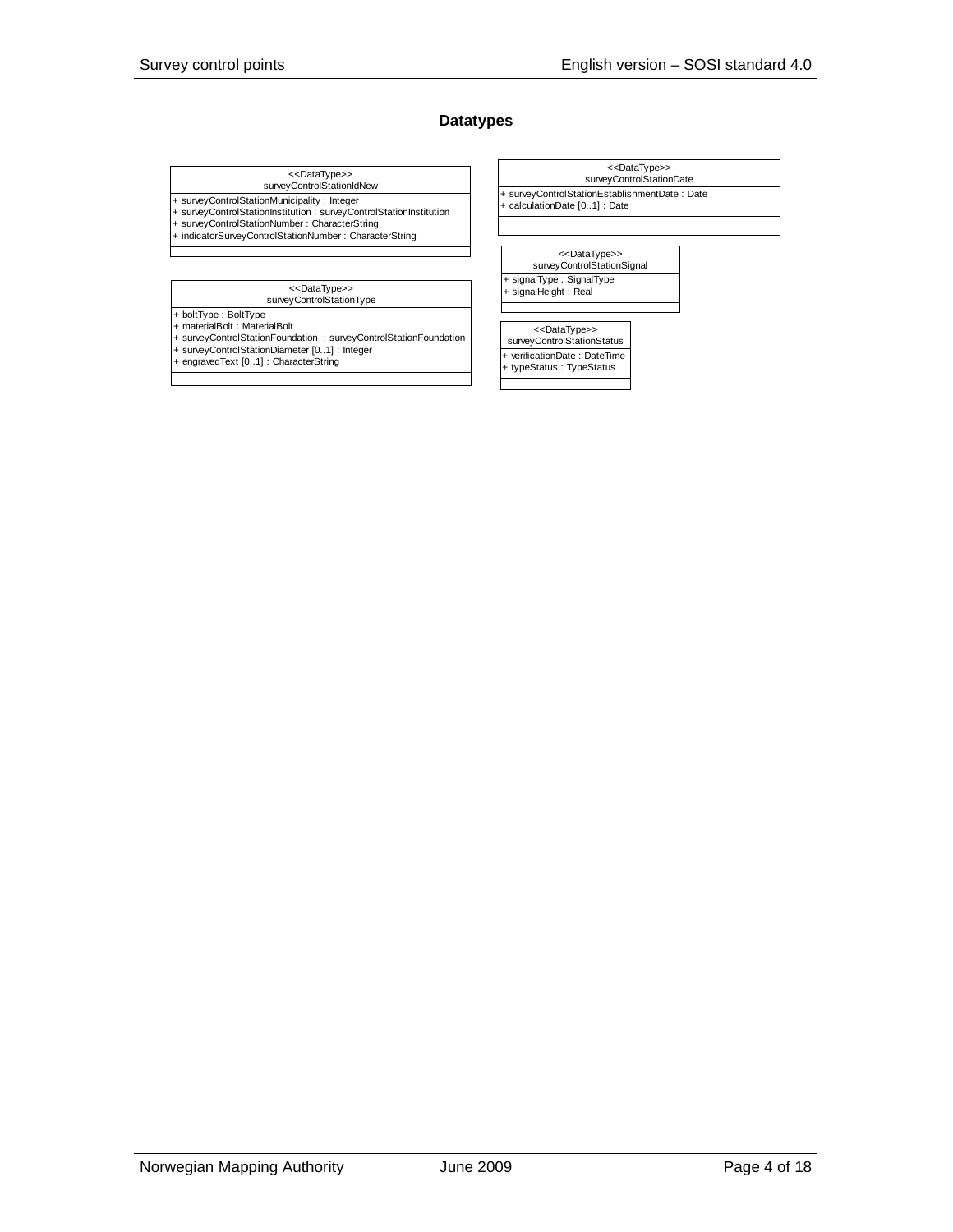## Datatypes

<<DataType>>
surveyControlStationIdNew

+ surveyControlStationMunicipality : Integer
+ surveyControlStationInstitution : surveyControlStationInstitution
+ surveyControlStationNumber : CharacterString
+ indicatorSurveyControlStationNumber : CharacterString

<<DataType>>
surveyControlStationDate

+ surveyControlStationEstablishmentDate : Date
+ calculationDate [0..1] : Date

<<DataType>>
surveyControlStationSignal

+ signalType : SignalType
+ signalHeight : Real

<<DataType>>
surveyControlStationType

+ boltType : BoltType
+ materialBolt : MaterialBolt
+ surveyControlStationFoundation : surveyControlStationFoundation
+ surveyControlStationDiameter [0..1] : Integer
+ engravedText [0..1] : CharacterString

<<DataType>>
surveyControlStationStatus

+ verificationDate : DateTime
+ typeStatus : TypeStatus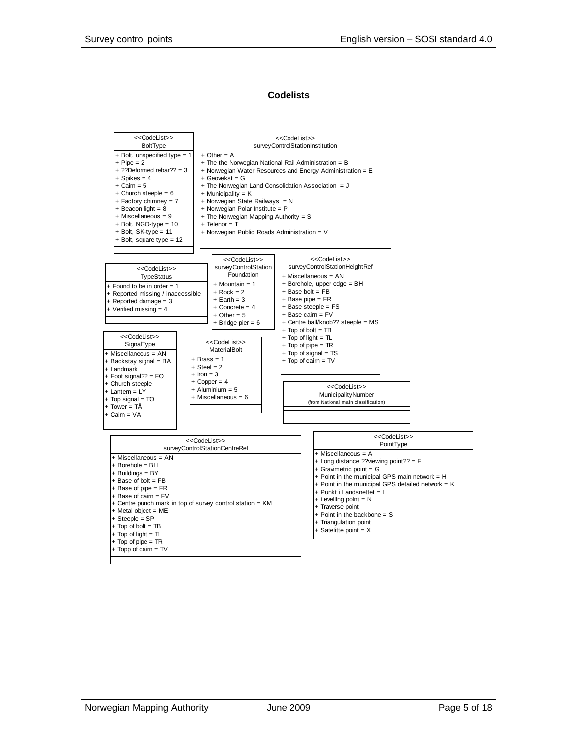## Codelists

**<<CodeList>> BoltType**

- + Bolt, unspecified type = 1
- + Pipe = 2
- + ??Deformed rebar?? = 3
- + Spikes = 4
- + Cairn = 5
- + Church steeple = 6
- + Factory chimney = 7
- + Beacon light = 8
- + Miscellaneous = 9
- + Bolt, NGO-type = 10
- + Bolt, SK-type = 11
- + Bolt, square type = 12

**<<CodeList>> surveyControlStationInstitution**

- + Other = A
- + The the Norwegian National Rail Administration = B
- + Norwegian Water Resources and Energy Administration = E
- + Geovekst = G
- + The Norwegian Land Consolidation Association = J
- + Municipality = K
- + Norwegian State Railways = N
- + Norwegian Polar Institute = P
- + The Norwegian Mapping Authority = S
- + Telenor = T
- + Norwegian Public Roads Administration = V

**<<CodeList>> TypeStatus**

- + Found to be in order = 1
- + Reported missing / inaccessible
- + Reported damage = 3
- + Verified missing = 4

**<<CodeList>> surveyControlStation Foundation**

- + Mountain = 1
- + Rock = 2
- + Earth = 3
- + Concrete = 4
- + Other = 5
- + Bridge pier = 6

**<<CodeList>> surveyControlStationHeightRef**

- + Miscellaneous = AN
- + Borehole, upper edge = BH
- + Base bolt = FB
- + Base pipe = FR
- + Base steeple = FS
- + Base cairn = FV
- + Centre ball/knob?? steeple = MS
- + Top of bolt = TB
- + Top of light = TL
- + Top of pipe = TR
- + Top of signal = TS
- + Top of cairn = TV

**<<CodeList>> SignalType**

- + Miscellaneous = AN
- + Backstay signal = BA
- + Landmark
- + Foot signal?? = FO
- + Church steeple
- + Lantern = LY
- + Top signal = TO
- + Tower = TÅ
- + Cairn = VA

**<<CodeList>> MaterialBolt**

- + Brass = 1
- + Steel = 2
- + Iron = 3
- + Copper = 4
- + Aluminium = 5
- + Miscellaneous = 6

**<<CodeList>> MunicipalityNumber**

(from National main classification)

**<<CodeList>> surveyControlStationCentreRef**

- + Miscellaneous = AN
- + Borehole = BH
- + Buildings = BY
- + Base of bolt = FB
- + Base of pipe = FR
- + Base of cairn = FV
- + Centre punch mark in top of survey control station = KM
- + Metal object = ME
- + Steeple = SP
- + Top of bolt = TB
- + Top of light = TL
- + Top of pipe = TR
- + Topp of cairn = TV

**<<CodeList>> PointType**

- + Miscellaneous = A
- + Long distance ??viewing point?? = F
- + Gravimetric point = G
- + Point in the municipal GPS main network = H
- + Point in the municipal GPS detailed network = K
- + Punkt i Landsnettet = L
- + Levelling point = N
- + Traverse point
- + Point in the backbone = S
- + Triangulation point
- + Satelitte point = X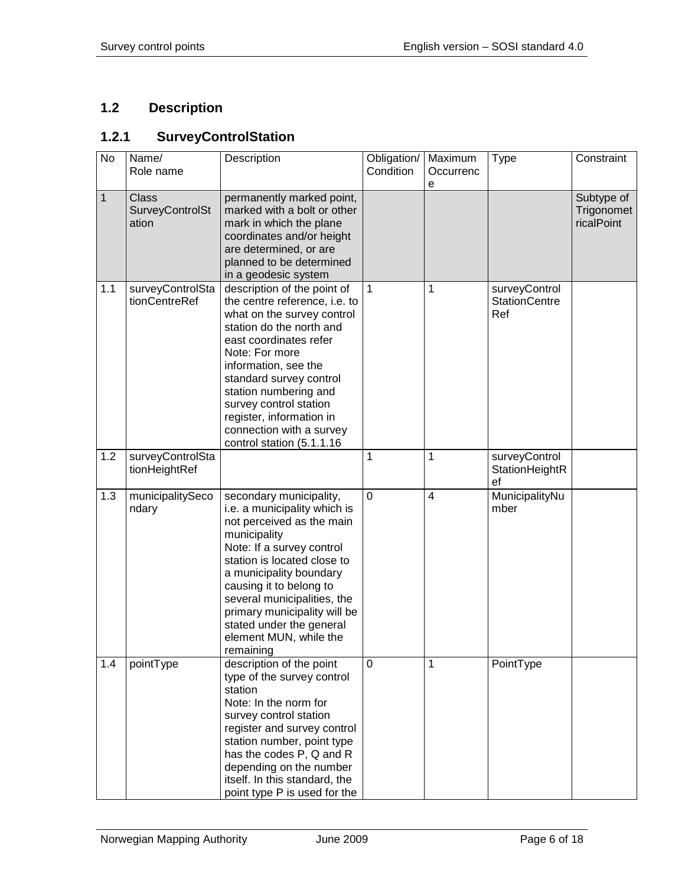## 1.2 Description

### 1.2.1 SurveyControlStation

| No | Name/ Role name | Description | Obligation/ Condition | Maximum Occurrence | Type | Constraint |
|---|---|---|---|---|---|---|
| 1 | Class SurveyControlStation | permanently marked point, marked with a bolt or other mark in which the plane coordinates and/or height are determined, or are planned to be determined in a geodesic system | | | | Subtype of TrigonometricalPoint |
| 1.1 | surveyControlStationCentreRef | description of the point of the centre reference, i.e. to what on the survey control station do the north and east coordinates refer Note: For more information, see the standard survey control station numbering and survey control station register, information in connection with a survey control station (5.1.1.16 | 1 | 1 | surveyControlStationCentreRef | |
| 1.2 | surveyControlStationHeightRef | | 1 | 1 | surveyControlStationHeightRef | |
| 1.3 | municipalitySecondary | secondary municipality, i.e. a municipality which is not perceived as the main municipality Note: If a survey control station is located close to a municipality boundary causing it to belong to several municipalities, the primary municipality will be stated under the general element MUN, while the remaining | 0 | 4 | MunicipalityNumber | |
| 1.4 | pointType | description of the point type of the survey control station Note: In the norm for survey control station register and survey control station number, point type has the codes P, Q and R depending on the number itself. In this standard, the point type P is used for the | 0 | 1 | PointType | |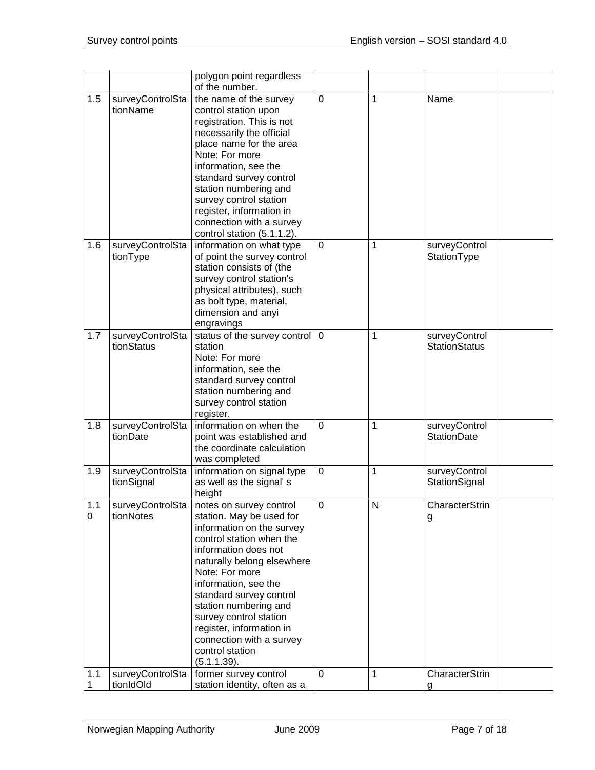| | | | | | | |
|---|---|---|---|---|---|---|
| | | polygon point regardless of the number. | | | | |
| 1.5 | surveyControlStationName | the name of the survey control station upon registration. This is not necessarily the official place name for the area Note: For more information, see the standard survey control station numbering and survey control station register, information in connection with a survey control station (5.1.1.2). | 0 | 1 | Name | |
| 1.6 | surveyControlStationType | information on what type of point the survey control station consists of (the survey control station's physical attributes), such as bolt type, material, dimension and anyi engravings | 0 | 1 | surveyControlStationType | |
| 1.7 | surveyControlStationStatus | status of the survey control station Note: For more information, see the standard survey control station numbering and survey control station register. | 0 | 1 | surveyControlStationStatus | |
| 1.8 | surveyControlStationDate | information on when the point was established and the coordinate calculation was completed | 0 | 1 | surveyControlStationDate | |
| 1.9 | surveyControlStationSignal | information on signal type as well as the signal' s height | 0 | 1 | surveyControlStationSignal | |
| 1.10 | surveyControlStationNotes | notes on survey control station. May be used for information on the survey control station when the information does not naturally belong elsewhere Note: For more information, see the standard survey control station numbering and survey control station register, information in connection with a survey control station (5.1.1.39). | 0 | N | CharacterString | |
| 1.11 | surveyControlStationIdOld | former survey control station identity, often as a | 0 | 1 | CharacterString | |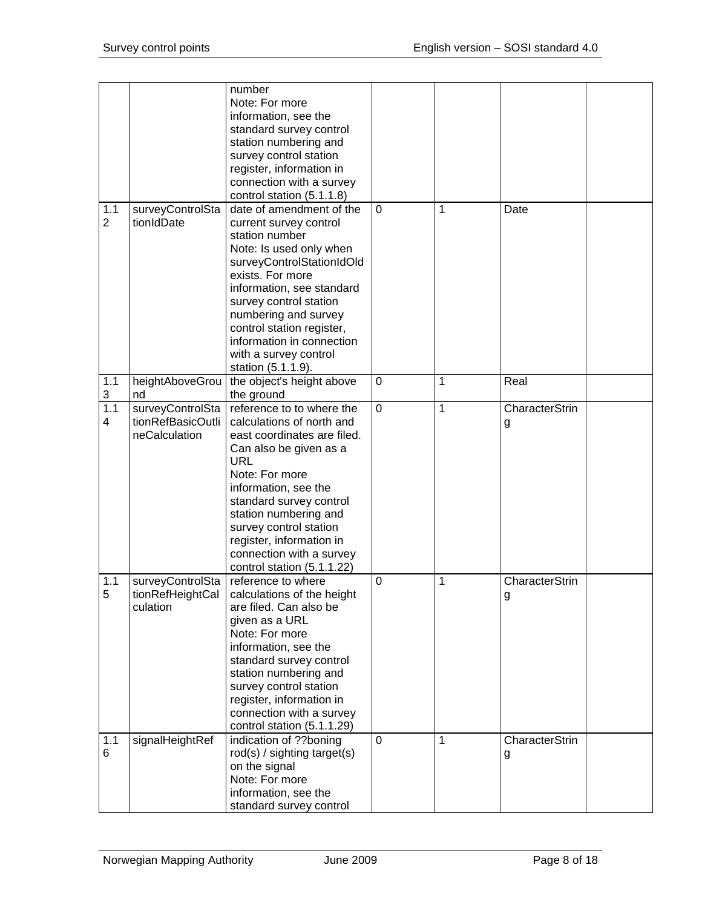| | | | | | | |
|---|---|---|---|---|---|---|
| | | number Note: For more information, see the standard survey control station numbering and survey control station register, information in connection with a survey control station (5.1.1.8) | | | | |
| 1.12 | surveyControlStationIdDate | date of amendment of the current survey control station number Note: Is used only when surveyControlStationIdOld exists. For more information, see standard survey control station numbering and survey control station register, information in connection with a survey control station (5.1.1.9). | 0 | 1 | Date | |
| 1.13 | heightAboveGround | the object's height above the ground | 0 | 1 | Real | |
| 1.14 | surveyControlStationRefBasicOutlineCalculation | reference to to where the calculations of north and east coordinates are filed. Can also be given as a URL Note: For more information, see the standard survey control station numbering and survey control station register, information in connection with a survey control station (5.1.1.22) | 0 | 1 | CharacterString | |
| 1.15 | surveyControlStationRefHeightCalculation | reference to where calculations of the height are filed. Can also be given as a URL Note: For more information, see the standard survey control station numbering and survey control station register, information in connection with a survey control station (5.1.1.29) | 0 | 1 | CharacterString | |
| 1.16 | signalHeightRef | indication of ??boning rod(s) / sighting target(s) on the signal Note: For more information, see the standard survey control | 0 | 1 | CharacterString | |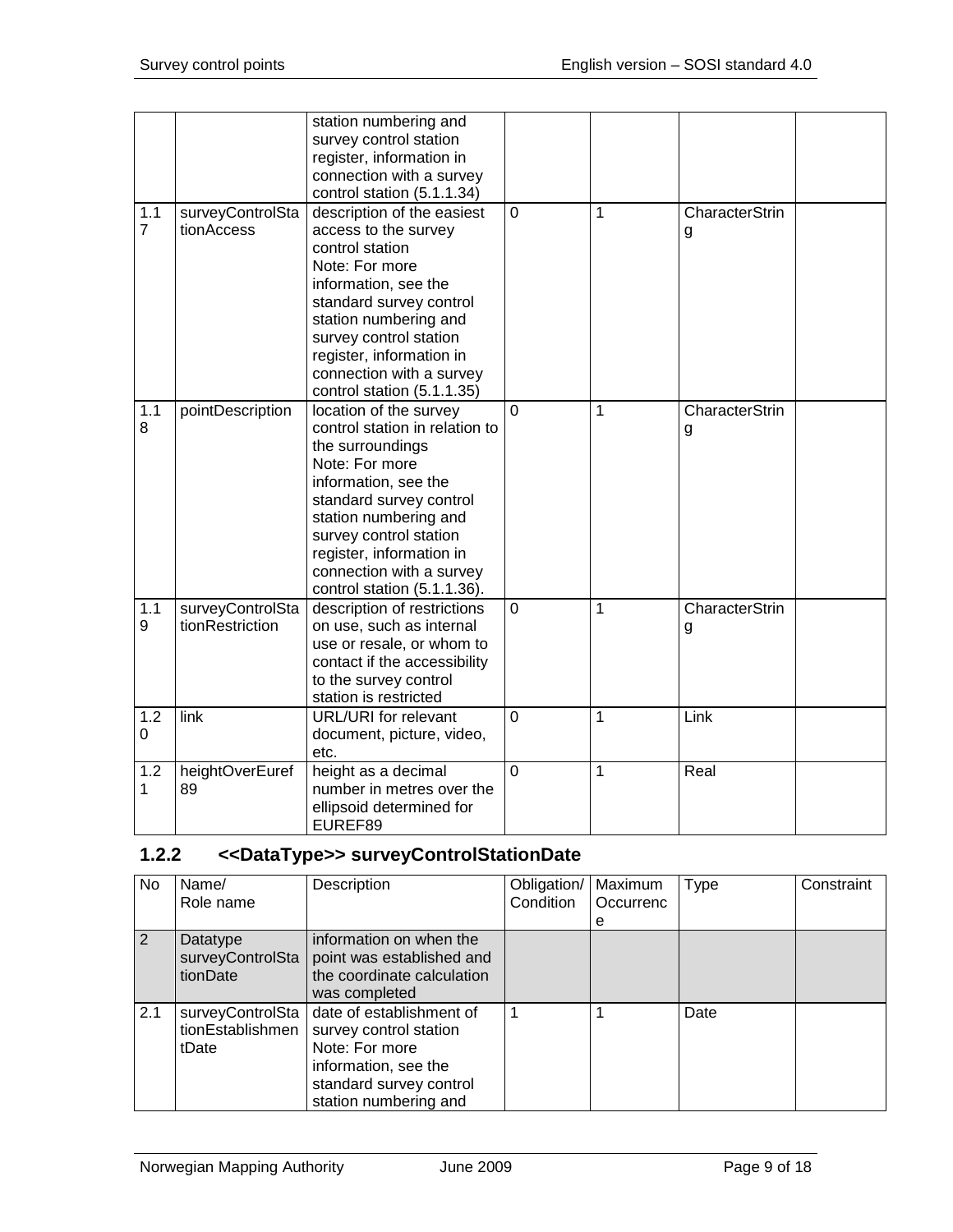| | | | | | | |
|---|---|---|---|---|---|---|
| | | station numbering and survey control station register, information in connection with a survey control station (5.1.1.34) | | | | |
| 1.17 | surveyControlStationAccess | description of the easiest access to the survey control station Note: For more information, see the standard survey control station numbering and survey control station register, information in connection with a survey control station (5.1.1.35) | 0 | 1 | CharacterString | |
| 1.18 | pointDescription | location of the survey control station in relation to the surroundings Note: For more information, see the standard survey control station numbering and survey control station register, information in connection with a survey control station (5.1.1.36). | 0 | 1 | CharacterString | |
| 1.19 | surveyControlStationRestriction | description of restrictions on use, such as internal use or resale, or whom to contact if the accessibility to the survey control station is restricted | 0 | 1 | CharacterString | |
| 1.20 | link | URL/URI for relevant document, picture, video, etc. | 0 | 1 | Link | |
| 1.21 | heightOverEuref89 | height as a decimal number in metres over the ellipsoid determined for EUREF89 | 0 | 1 | Real | |

### 1.2.2 <<DataType>> surveyControlStationDate

| No | Name/ Role name | Description | Obligation/ Condition | Maximum Occurrence | Type | Constraint |
|---|---|---|---|---|---|---|
| 2 | Datatype surveyControlStationDate | information on when the point was established and the coordinate calculation was completed | | | | |
| 2.1 | surveyControlStationEstablishmentDate | date of establishment of survey control station Note: For more information, see the standard survey control station numbering and | 1 | 1 | Date | |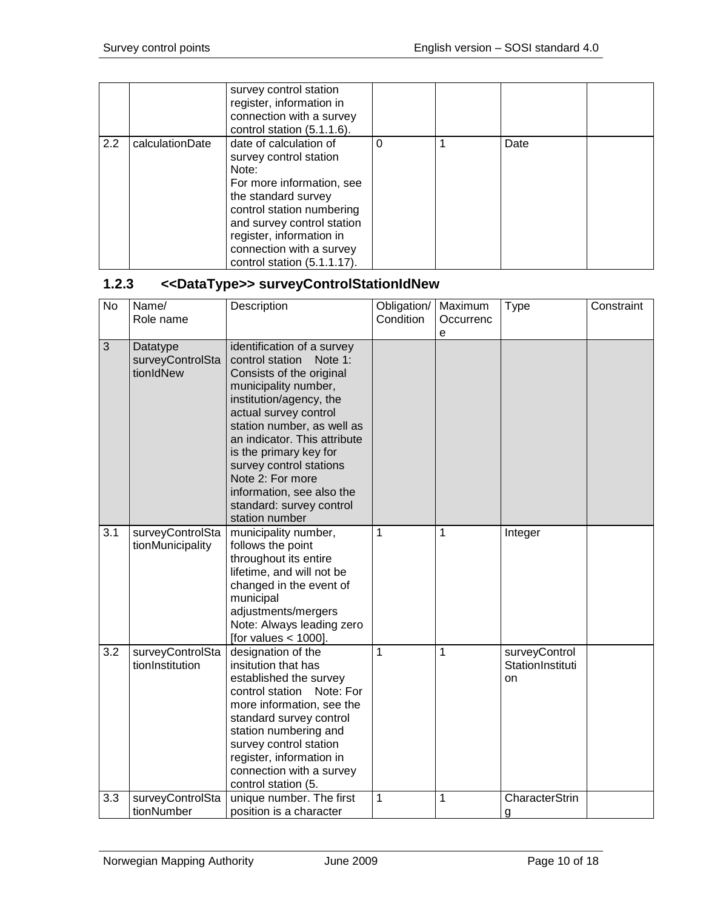| | | | | | | |
|---|---|---|---|---|---|---|
| | | survey control station register, information in connection with a survey control station (5.1.1.6). | | | | |
| 2.2 | calculationDate | date of calculation of survey control station Note: For more information, see the standard survey control station numbering and survey control station register, information in connection with a survey control station (5.1.1.17). | 0 | 1 | Date | |

### 1.2.3 <<DataType>> surveyControlStationIdNew

| No | Name/ Role name | Description | Obligation/ Condition | Maximum Occurrence | Type | Constraint |
|---|---|---|---|---|---|---|
| 3 | Datatype surveyControlStationIdNew | identification of a survey control station Note 1: Consists of the original municipality number, institution/agency, the actual survey control station number, as well as an indicator. This attribute is the primary key for survey control stations Note 2: For more information, see also the standard: survey control station number | | | | |
| 3.1 | surveyControlStationMunicipality | municipality number, follows the point throughout its entire lifetime, and will not be changed in the event of municipal adjustments/mergers Note: Always leading zero [for values < 1000]. | 1 | 1 | Integer | |
| 3.2 | surveyControlStationInstitution | designation of the insitution that has established the survey control station Note: For more information, see the standard survey control station numbering and survey control station register, information in connection with a survey control station (5. | 1 | 1 | surveyControlStationInstitution | |
| 3.3 | surveyControlStationNumber | unique number. The first position is a character | 1 | 1 | CharacterString | |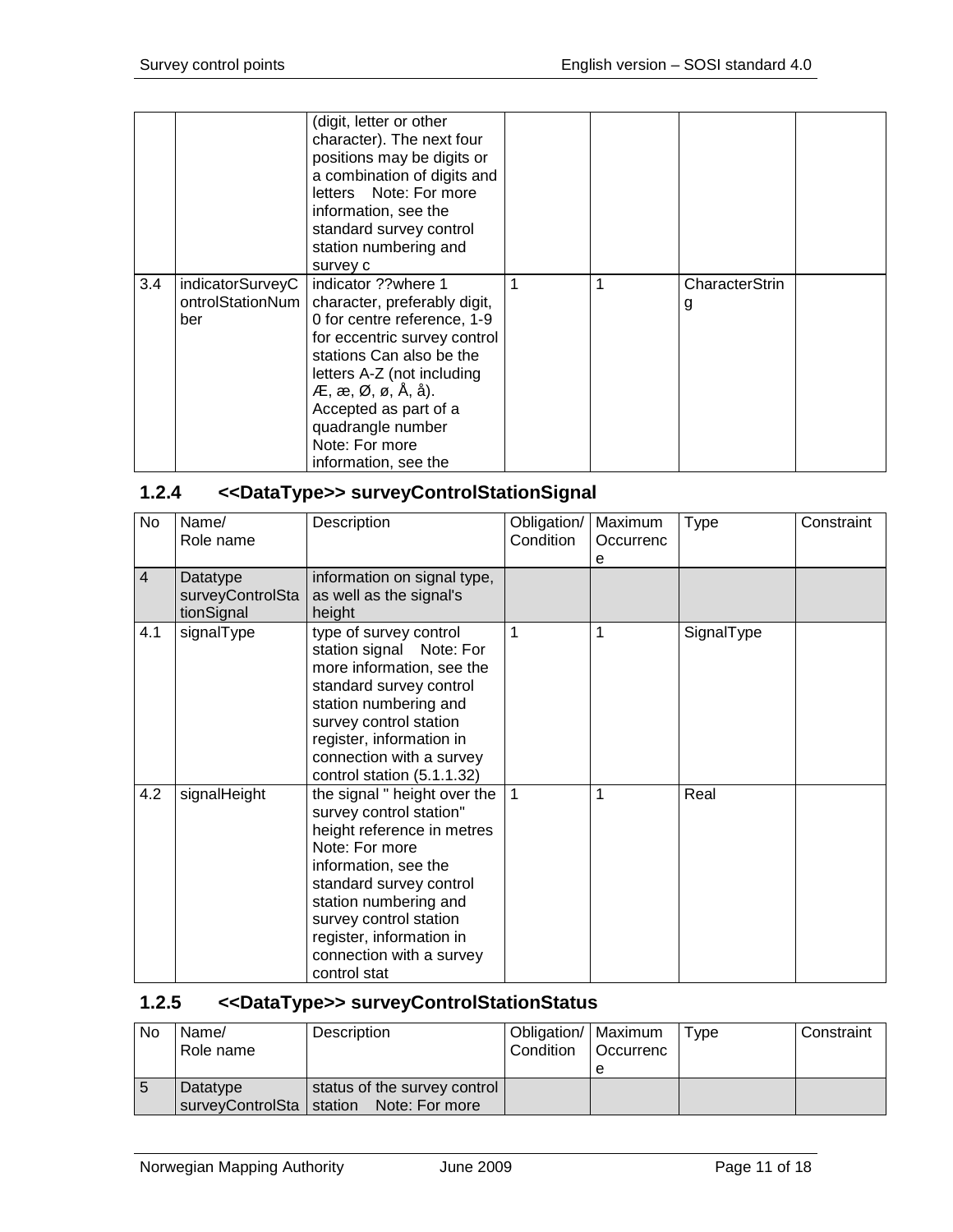| | | | | | | |
|---|---|---|---|---|---|---|
| | | (digit, letter or other character). The next four positions may be digits or a combination of digits and letters Note: For more information, see the standard survey control station numbering and survey c | | | | |
| 3.4 | indicatorSurveyControlStationNumber | indicator ??where 1 character, preferably digit, 0 for centre reference, 1-9 for eccentric survey control stations Can also be the letters A-Z (not including Æ, æ, Ø, ø, Å, å). Accepted as part of a quadrangle number Note: For more information, see the | 1 | 1 | CharacterString | |

### 1.2.4 <<DataType>> surveyControlStationSignal

| No | Name/ Role name | Description | Obligation/ Condition | Maximum Occurrence | Type | Constraint |
|---|---|---|---|---|---|---|
| 4 | Datatype surveyControlStationSignal | information on signal type, as well as the signal's height | | | | |
| 4.1 | signalType | type of survey control station signal Note: For more information, see the standard survey control station numbering and survey control station register, information in connection with a survey control station (5.1.1.32) | 1 | 1 | SignalType | |
| 4.2 | signalHeight | the signal " height over the survey control station" height reference in metres Note: For more information, see the standard survey control station numbering and survey control station register, information in connection with a survey control stat | 1 | 1 | Real | |

### 1.2.5 <<DataType>> surveyControlStationStatus

| No | Name/ Role name | Description | Obligation/ Condition | Maximum Occurrence | Type | Constraint |
|---|---|---|---|---|---|---|
| 5 | Datatype surveyControlSta | status of the survey control station Note: For more | | | | |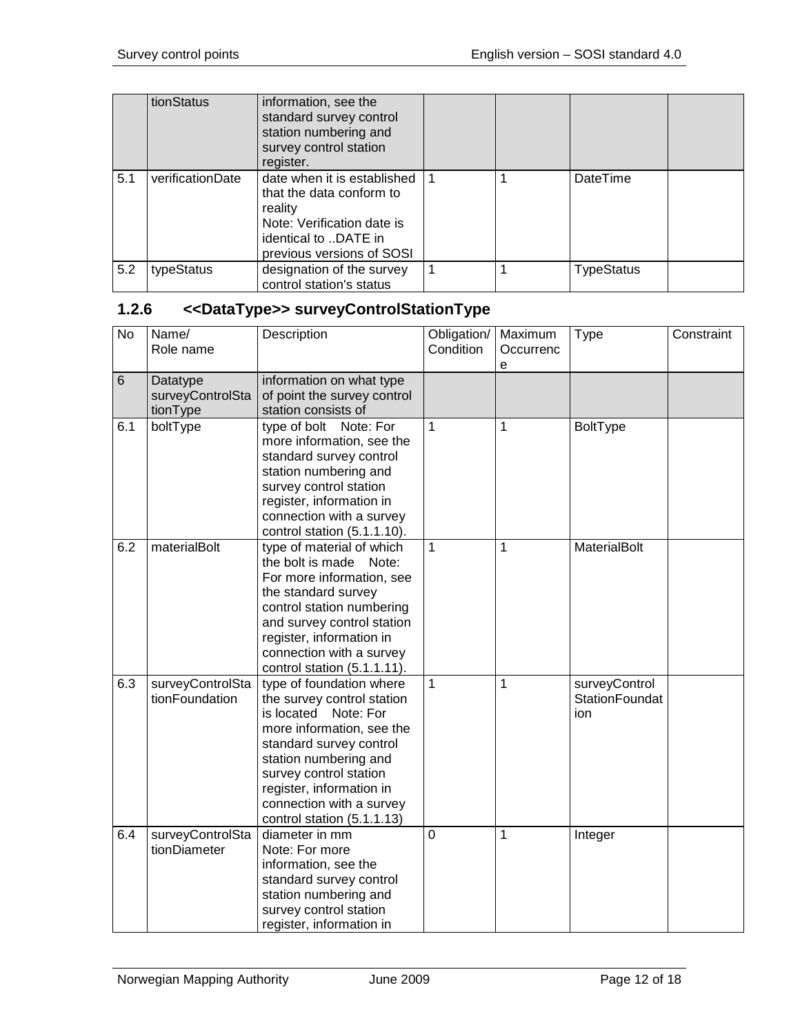| | | | | | | |
|---|---|---|---|---|---|---|
| | tionStatus | information, see the standard survey control station numbering and survey control station register. | | | | |
| 5.1 | verificationDate | date when it is established that the data conform to reality Note: Verification date is identical to ..DATE in previous versions of SOSI | 1 | 1 | DateTime | |
| 5.2 | typeStatus | designation of the survey control station's status | 1 | 1 | TypeStatus | |

### 1.2.6 <<DataType>> surveyControlStationType

| No | Name/ Role name | Description | Obligation/ Condition | Maximum Occurrence | Type | Constraint |
|---|---|---|---|---|---|---|
| 6 | Datatype surveyControlStationType | information on what type of point the survey control station consists of | | | | |
| 6.1 | boltType | type of bolt Note: For more information, see the standard survey control station numbering and survey control station register, information in connection with a survey control station (5.1.1.10). | 1 | 1 | BoltType | |
| 6.2 | materialBolt | type of material of which the bolt is made Note: For more information, see the standard survey control station numbering and survey control station register, information in connection with a survey control station (5.1.1.11). | 1 | 1 | MaterialBolt | |
| 6.3 | surveyControlStationFoundation | type of foundation where the survey control station is located Note: For more information, see the standard survey control station numbering and survey control station register, information in connection with a survey control station (5.1.1.13) | 1 | 1 | surveyControlStationFoundation | |
| 6.4 | surveyControlStationDiameter | diameter in mm Note: For more information, see the standard survey control station numbering and survey control station register, information in | 0 | 1 | Integer | |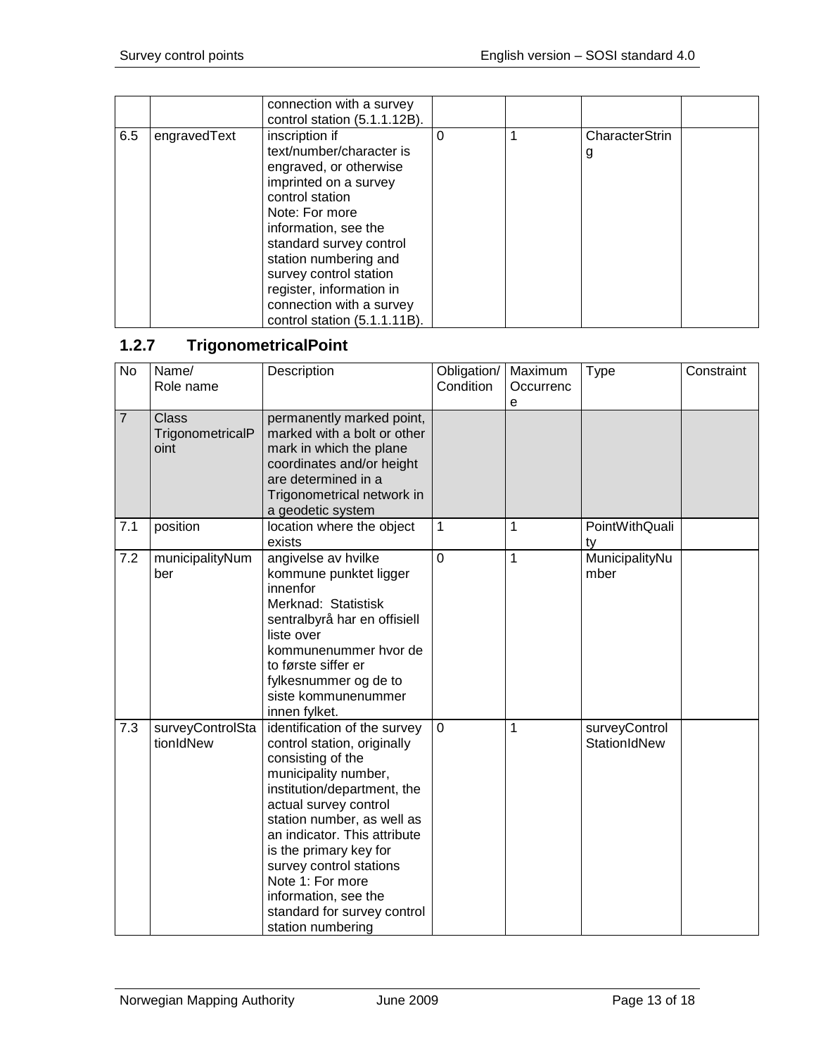| | | | | | | |
|---|---|---|---|---|---|---|
| | | connection with a survey control station (5.1.1.12B). | | | | |
| 6.5 | engravedText | inscription if text/number/character is engraved, or otherwise imprinted on a survey control station Note: For more information, see the standard survey control station numbering and survey control station register, information in connection with a survey control station (5.1.1.11B). | 0 | 1 | CharacterString | |

### 1.2.7 TrigonometricalPoint

| No | Name/ Role name | Description | Obligation/ Condition | Maximum Occurrence | Type | Constraint |
|---|---|---|---|---|---|---|
| 7 | Class TrigonometricalPoint | permanently marked point, marked with a bolt or other mark in which the plane coordinates and/or height are determined in a Trigonometrical network in a geodetic system | | | | |
| 7.1 | position | location where the object exists | 1 | 1 | PointWithQuality | |
| 7.2 | municipalityNumber | angivelse av hvilke kommune punktet ligger innenfor Merknad: Statistisk sentralbyrå har en offisiell liste over kommunenummer hvor de to første siffer er fylkesnummer og de to siste kommunenummer innen fylket. | 0 | 1 | MunicipalityNumber | |
| 7.3 | surveyControlStationIdNew | identification of the survey control station, originally consisting of the municipality number, institution/department, the actual survey control station number, as well as an indicator. This attribute is the primary key for survey control stations Note 1: For more information, see the standard for survey control station numbering | 0 | 1 | surveyControl StationIdNew | |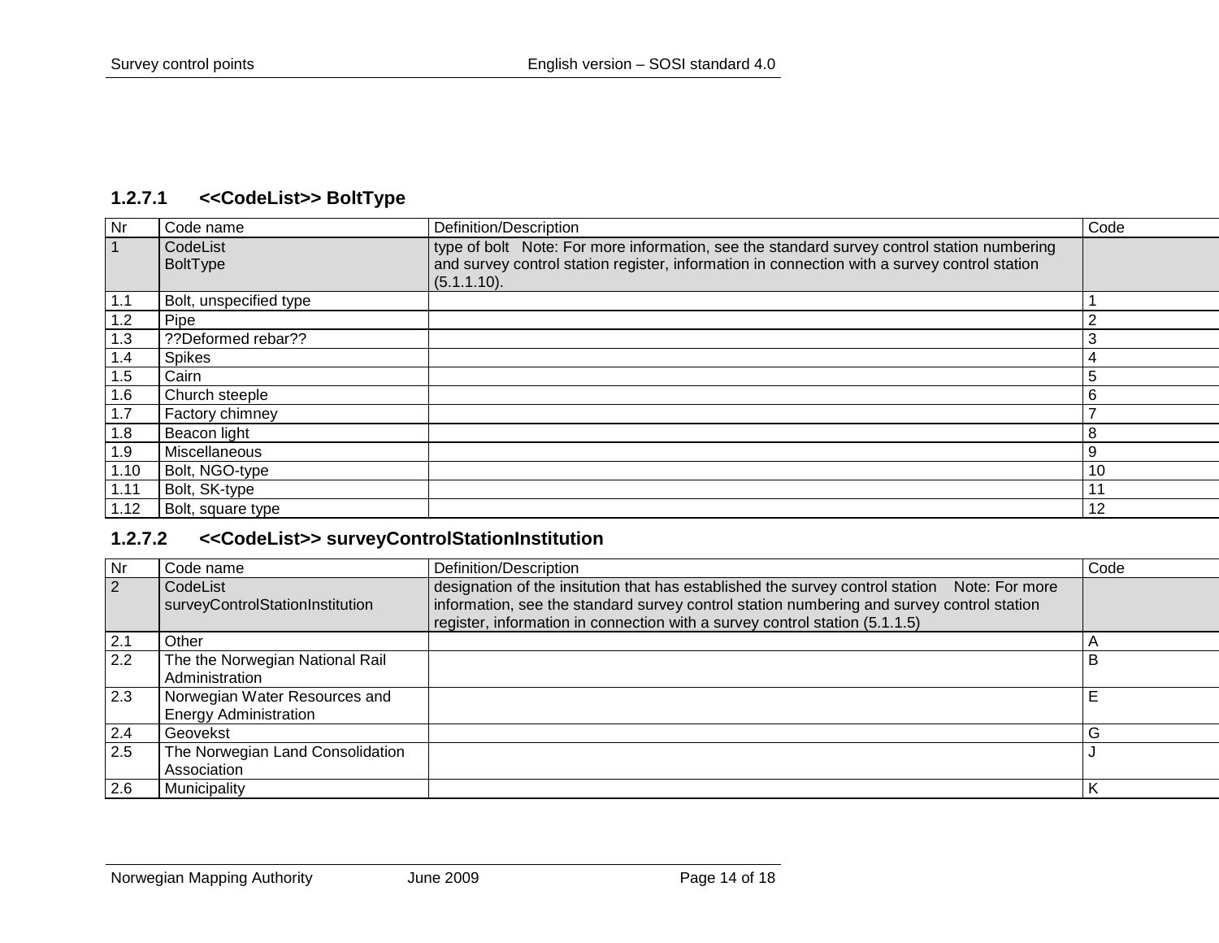### 1.2.7.1 <<CodeList>> BoltType

| Nr | Code name | Definition/Description | Code |
|---|---|---|---|
| 1 | CodeList BoltType | type of bolt Note: For more information, see the standard survey control station numbering and survey control station register, information in connection with a survey control station (5.1.1.10). | |
| 1.1 | Bolt, unspecified type | | 1 |
| 1.2 | Pipe | | 2 |
| 1.3 | ??Deformed rebar?? | | 3 |
| 1.4 | Spikes | | 4 |
| 1.5 | Cairn | | 5 |
| 1.6 | Church steeple | | 6 |
| 1.7 | Factory chimney | | 7 |
| 1.8 | Beacon light | | 8 |
| 1.9 | Miscellaneous | | 9 |
| 1.10 | Bolt, NGO-type | | 10 |
| 1.11 | Bolt, SK-type | | 11 |
| 1.12 | Bolt, square type | | 12 |

### 1.2.7.2 <<CodeList>> surveyControlStationInstitution

| Nr | Code name | Definition/Description | Code |
|---|---|---|---|
| 2 | CodeList surveyControlStationInstitution | designation of the insitution that has established the survey control station Note: For more information, see the standard survey control station numbering and survey control station register, information in connection with a survey control station (5.1.1.5) | |
| 2.1 | Other | | A |
| 2.2 | The the Norwegian National Rail Administration | | B |
| 2.3 | Norwegian Water Resources and Energy Administration | | E |
| 2.4 | Geovekst | | G |
| 2.5 | The Norwegian Land Consolidation Association | | J |
| 2.6 | Municipality | | K |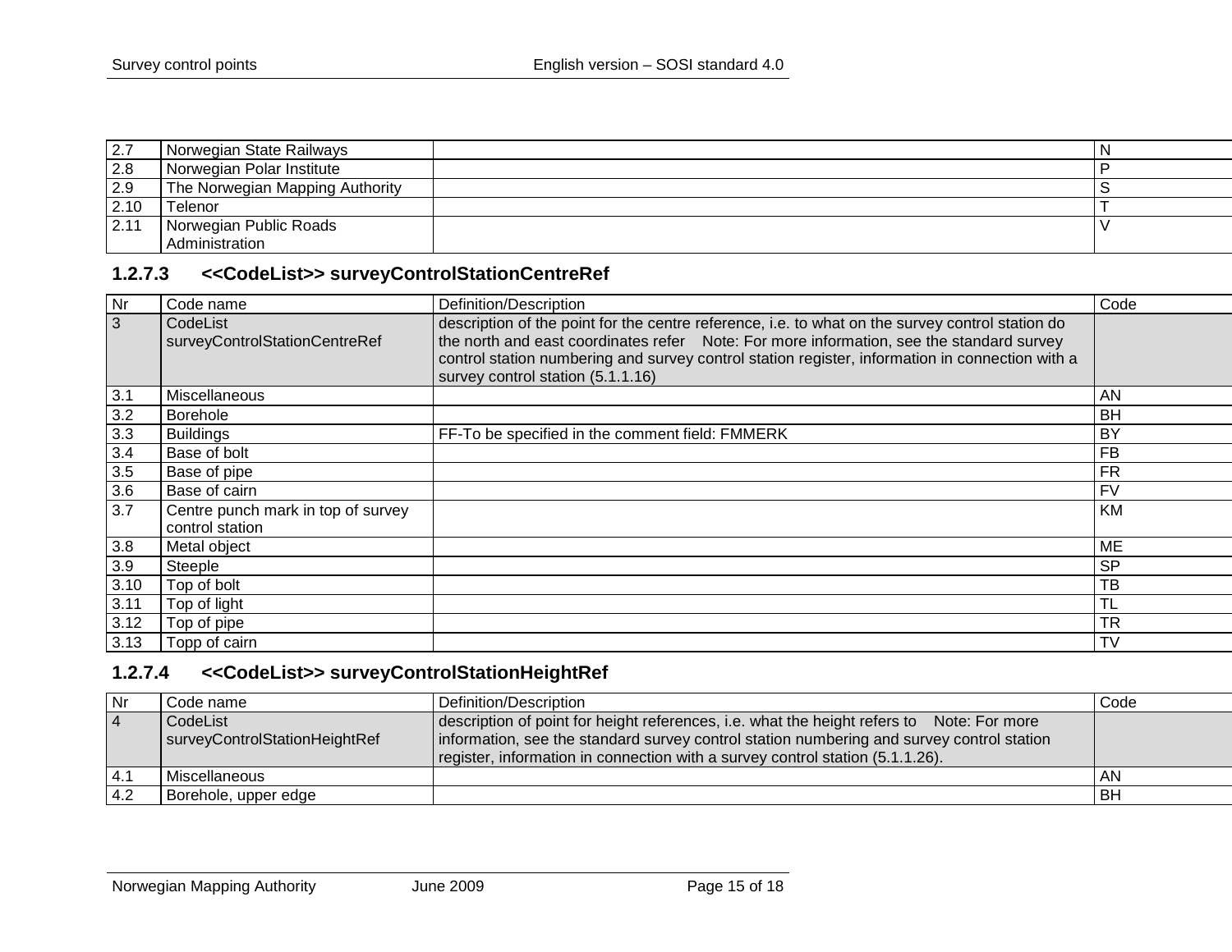| Nr | Code name | Definition/Description | Code |
|---|---|---|---|
| 2.7 | Norwegian State Railways | | N |
| 2.8 | Norwegian Polar Institute | | P |
| 2.9 | The Norwegian Mapping Authority | | S |
| 2.10 | Telenor | | T |
| 2.11 | Norwegian Public Roads Administration | | V |

### 1.2.7.3 <<CodeList>> surveyControlStationCentreRef

| Nr | Code name | Definition/Description | Code |
|---|---|---|---|
| 3 | CodeList surveyControlStationCentreRef | description of the point for the centre reference, i.e. to what on the survey control station do the north and east coordinates refer    Note: For more information, see the standard survey control station numbering and survey control station register, information in connection with a survey control station (5.1.1.16) | |
| 3.1 | Miscellaneous | | AN |
| 3.2 | Borehole | | BH |
| 3.3 | Buildings | FF-To be specified in the comment field: FMMERK | BY |
| 3.4 | Base of bolt | | FB |
| 3.5 | Base of pipe | | FR |
| 3.6 | Base of cairn | | FV |
| 3.7 | Centre punch mark in top of survey control station | | KM |
| 3.8 | Metal object | | ME |
| 3.9 | Steeple | | SP |
| 3.10 | Top of bolt | | TB |
| 3.11 | Top of light | | TL |
| 3.12 | Top of pipe | | TR |
| 3.13 | Topp of cairn | | TV |

### 1.2.7.4 <<CodeList>> surveyControlStationHeightRef

| Nr | Code name | Definition/Description | Code |
|---|---|---|---|
| 4 | CodeList surveyControlStationHeightRef | description of point for height references, i.e. what the height refers to    Note: For more information, see the standard survey control station numbering and survey control station register, information in connection with a survey control station (5.1.1.26). | |
| 4.1 | Miscellaneous | | AN |
| 4.2 | Borehole, upper edge | | BH |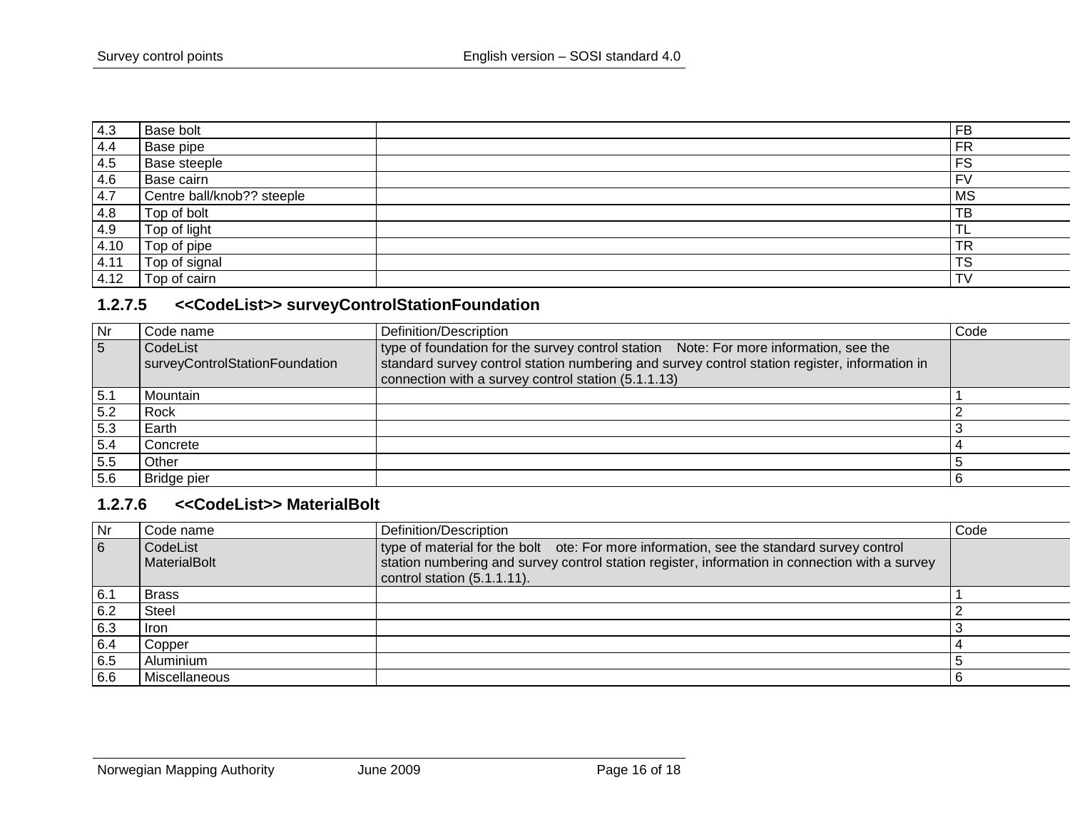| | | | |
|---|---|---|---|
| 4.3 | Base bolt | | FB |
| 4.4 | Base pipe | | FR |
| 4.5 | Base steeple | | FS |
| 4.6 | Base cairn | | FV |
| 4.7 | Centre ball/knob?? steeple | | MS |
| 4.8 | Top of bolt | | TB |
| 4.9 | Top of light | | TL |
| 4.10 | Top of pipe | | TR |
| 4.11 | Top of signal | | TS |
| 4.12 | Top of cairn | | TV |

### 1.2.7.5 <<CodeList>> surveyControlStationFoundation

| Nr | Code name | Definition/Description | Code |
|---|---|---|---|
| 5 | CodeList surveyControlStationFoundation | type of foundation for the survey control station Note: For more information, see the standard survey control station numbering and survey control station register, information in connection with a survey control station (5.1.1.13) | |
| 5.1 | Mountain | | 1 |
| 5.2 | Rock | | 2 |
| 5.3 | Earth | | 3 |
| 5.4 | Concrete | | 4 |
| 5.5 | Other | | 5 |
| 5.6 | Bridge pier | | 6 |

### 1.2.7.6 <<CodeList>> MaterialBolt

| Nr | Code name | Definition/Description | Code |
|---|---|---|---|
| 6 | CodeList MaterialBolt | type of material for the bolt ote: For more information, see the standard survey control station numbering and survey control station register, information in connection with a survey control station (5.1.1.11). | |
| 6.1 | Brass | | 1 |
| 6.2 | Steel | | 2 |
| 6.3 | Iron | | 3 |
| 6.4 | Copper | | 4 |
| 6.5 | Aluminium | | 5 |
| 6.6 | Miscellaneous | | 6 |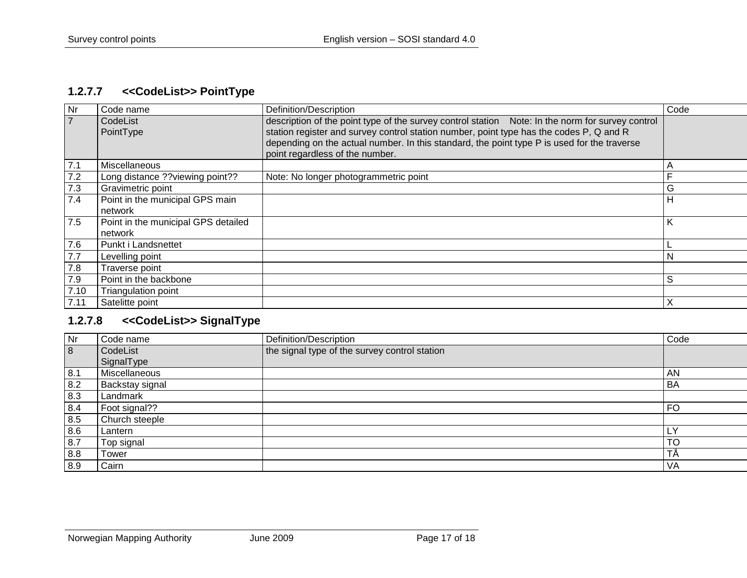### 1.2.7.7 <<CodeList>> PointType

| Nr | Code name | Definition/Description | Code |
| --- | --- | --- | --- |
| 7 | CodeList PointType | description of the point type of the survey control station Note: In the norm for survey control station register and survey control station number, point type has the codes P, Q and R depending on the actual number. In this standard, the point type P is used for the traverse point regardless of the number. | |
| 7.1 | Miscellaneous | | A |
| 7.2 | Long distance ??viewing point?? | Note: No longer photogrammetric point | F |
| 7.3 | Gravimetric point | | G |
| 7.4 | Point in the municipal GPS main network | | H |
| 7.5 | Point in the municipal GPS detailed network | | K |
| 7.6 | Punkt i Landsnettet | | L |
| 7.7 | Levelling point | | N |
| 7.8 | Traverse point | | |
| 7.9 | Point in the backbone | | S |
| 7.10 | Triangulation point | | |
| 7.11 | Satelitte point | | X |

### 1.2.7.8 <<CodeList>> SignalType

| Nr | Code name | Definition/Description | Code |
| --- | --- | --- | --- |
| 8 | CodeList SignalType | the signal type of the survey control station | |
| 8.1 | Miscellaneous | | AN |
| 8.2 | Backstay signal | | BA |
| 8.3 | Landmark | | |
| 8.4 | Foot signal?? | | FO |
| 8.5 | Church steeple | | |
| 8.6 | Lantern | | LY |
| 8.7 | Top signal | | TO |
| 8.8 | Tower | | TÅ |
| 8.9 | Cairn | | VA |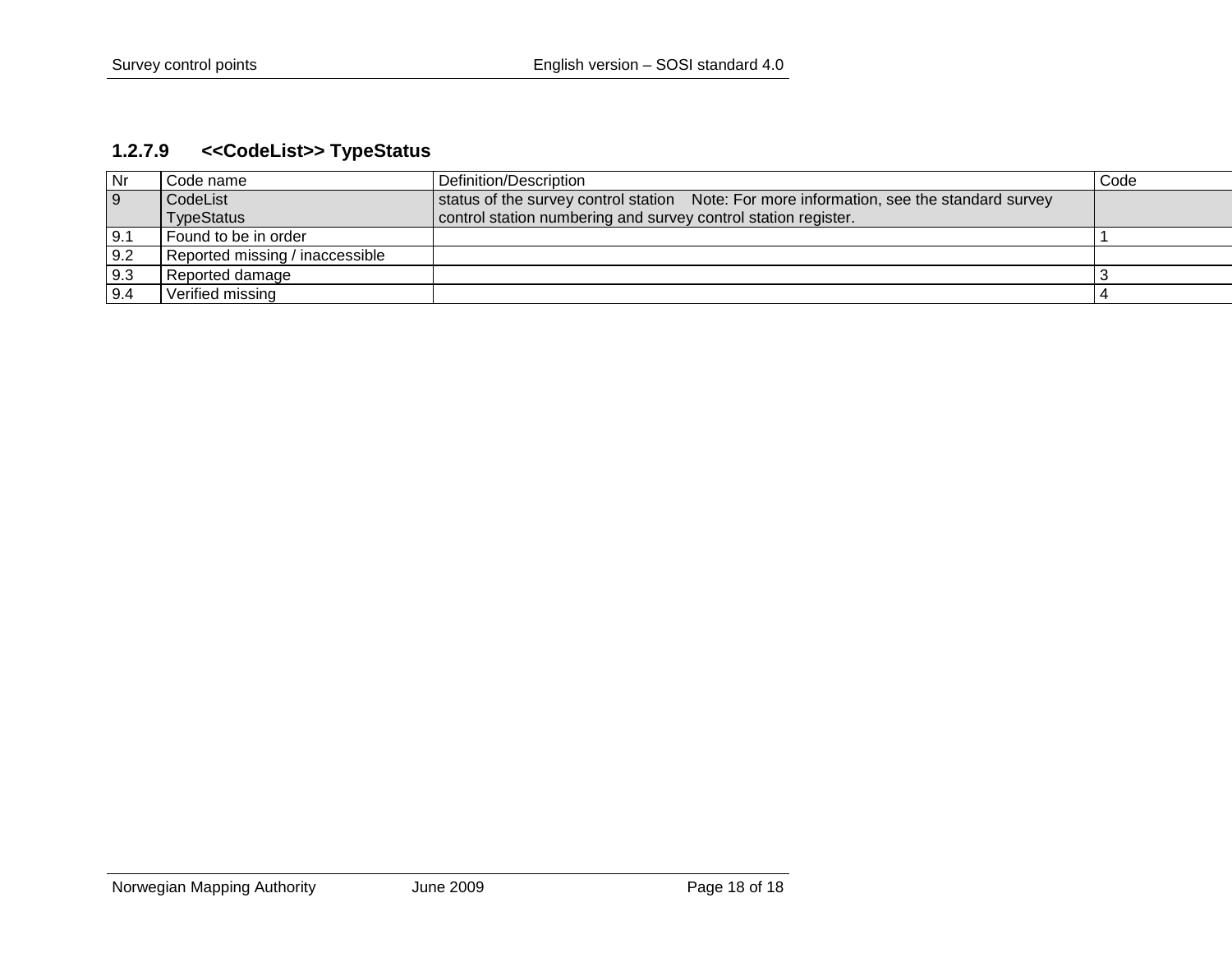### 1.2.7.9 <<CodeList>> TypeStatus

| Nr | Code name | Definition/Description | Code |
|---|---|---|---|
| 9 | CodeList TypeStatus | status of the survey control station Note: For more information, see the standard survey control station numbering and survey control station register. | |
| 9.1 | Found to be in order | | 1 |
| 9.2 | Reported missing / inaccessible | | |
| 9.3 | Reported damage | | 3 |
| 9.4 | Verified missing | | 4 |